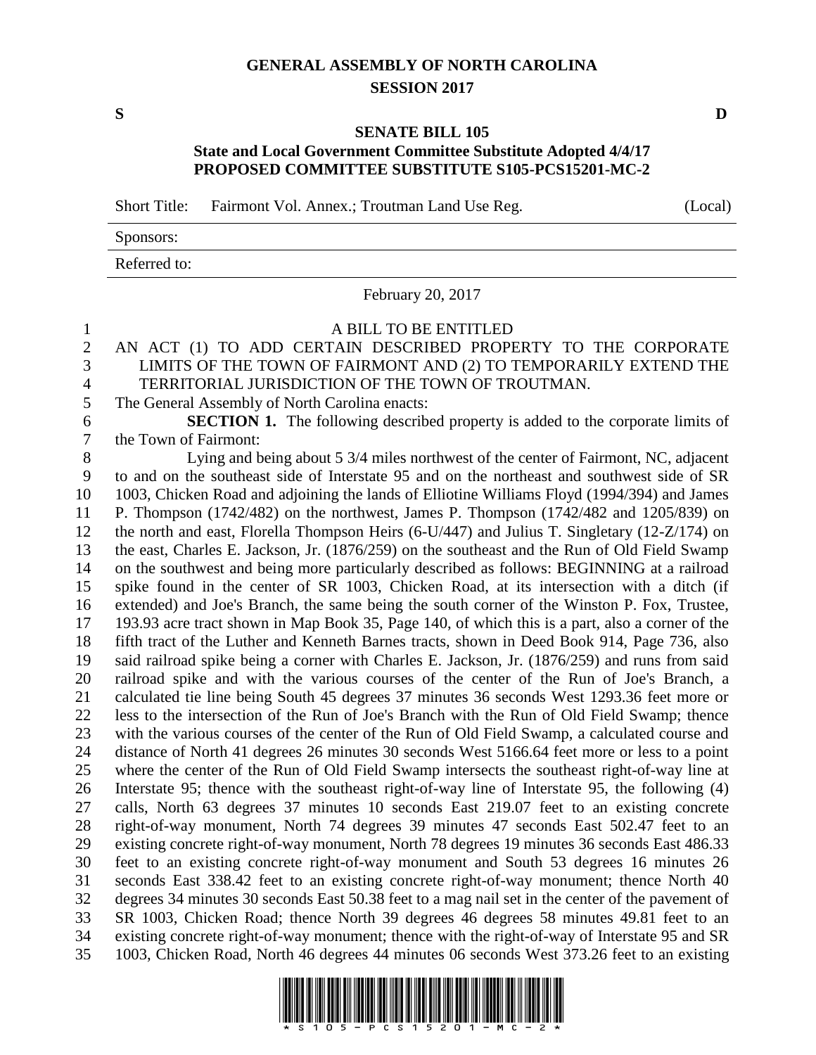# GENERAL ASSEMBLY OF NORTH CAROLINA
## SESSION 2017

**S** **D**

## SENATE BILL 105
### State and Local Government Committee Substitute Adopted 4/4/17
### PROPOSED COMMITTEE SUBSTITUTE S105-PCS15201-MC-2

Short Title: Fairmont Vol. Annex.; Troutman Land Use Reg. (Local)

Sponsors:

Referred to:

February 20, 2017

A BILL TO BE ENTITLED

AN ACT (1) TO ADD CERTAIN DESCRIBED PROPERTY TO THE CORPORATE LIMITS OF THE TOWN OF FAIRMONT AND (2) TO TEMPORARILY EXTEND THE TERRITORIAL JURISDICTION OF THE TOWN OF TROUTMAN.

The General Assembly of North Carolina enacts:

**SECTION 1.** The following described property is added to the corporate limits of the Town of Fairmont:

Lying and being about 5 3/4 miles northwest of the center of Fairmont, NC, adjacent to and on the southeast side of Interstate 95 and on the northeast and southwest side of SR 1003, Chicken Road and adjoining the lands of Elliotine Williams Floyd (1994/394) and James P. Thompson (1742/482) on the northwest, James P. Thompson (1742/482 and 1205/839) on the north and east, Florella Thompson Heirs (6-U/447) and Julius T. Singletary (12-Z/174) on the east, Charles E. Jackson, Jr. (1876/259) on the southeast and the Run of Old Field Swamp on the southwest and being more particularly described as follows: BEGINNING at a railroad spike found in the center of SR 1003, Chicken Road, at its intersection with a ditch (if extended) and Joe's Branch, the same being the south corner of the Winston P. Fox, Trustee, 193.93 acre tract shown in Map Book 35, Page 140, of which this is a part, also a corner of the fifth tract of the Luther and Kenneth Barnes tracts, shown in Deed Book 914, Page 736, also said railroad spike being a corner with Charles E. Jackson, Jr. (1876/259) and runs from said railroad spike and with the various courses of the center of the Run of Joe's Branch, a calculated tie line being South 45 degrees 37 minutes 36 seconds West 1293.36 feet more or less to the intersection of the Run of Joe's Branch with the Run of Old Field Swamp; thence with the various courses of the center of the Run of Old Field Swamp, a calculated course and distance of North 41 degrees 26 minutes 30 seconds West 5166.64 feet more or less to a point where the center of the Run of Old Field Swamp intersects the southeast right-of-way line at Interstate 95; thence with the southeast right-of-way line of Interstate 95, the following (4) calls, North 63 degrees 37 minutes 10 seconds East 219.07 feet to an existing concrete right-of-way monument, North 74 degrees 39 minutes 47 seconds East 502.47 feet to an existing concrete right-of-way monument, North 78 degrees 19 minutes 36 seconds East 486.33 feet to an existing concrete right-of-way monument and South 53 degrees 16 minutes 26 seconds East 338.42 feet to an existing concrete right-of-way monument; thence North 40 degrees 34 minutes 30 seconds East 50.38 feet to a mag nail set in the center of the pavement of SR 1003, Chicken Road; thence North 39 degrees 46 degrees 58 minutes 49.81 feet to an existing concrete right-of-way monument; thence with the right-of-way of Interstate 95 and SR 1003, Chicken Road, North 46 degrees 44 minutes 06 seconds West 373.26 feet to an existing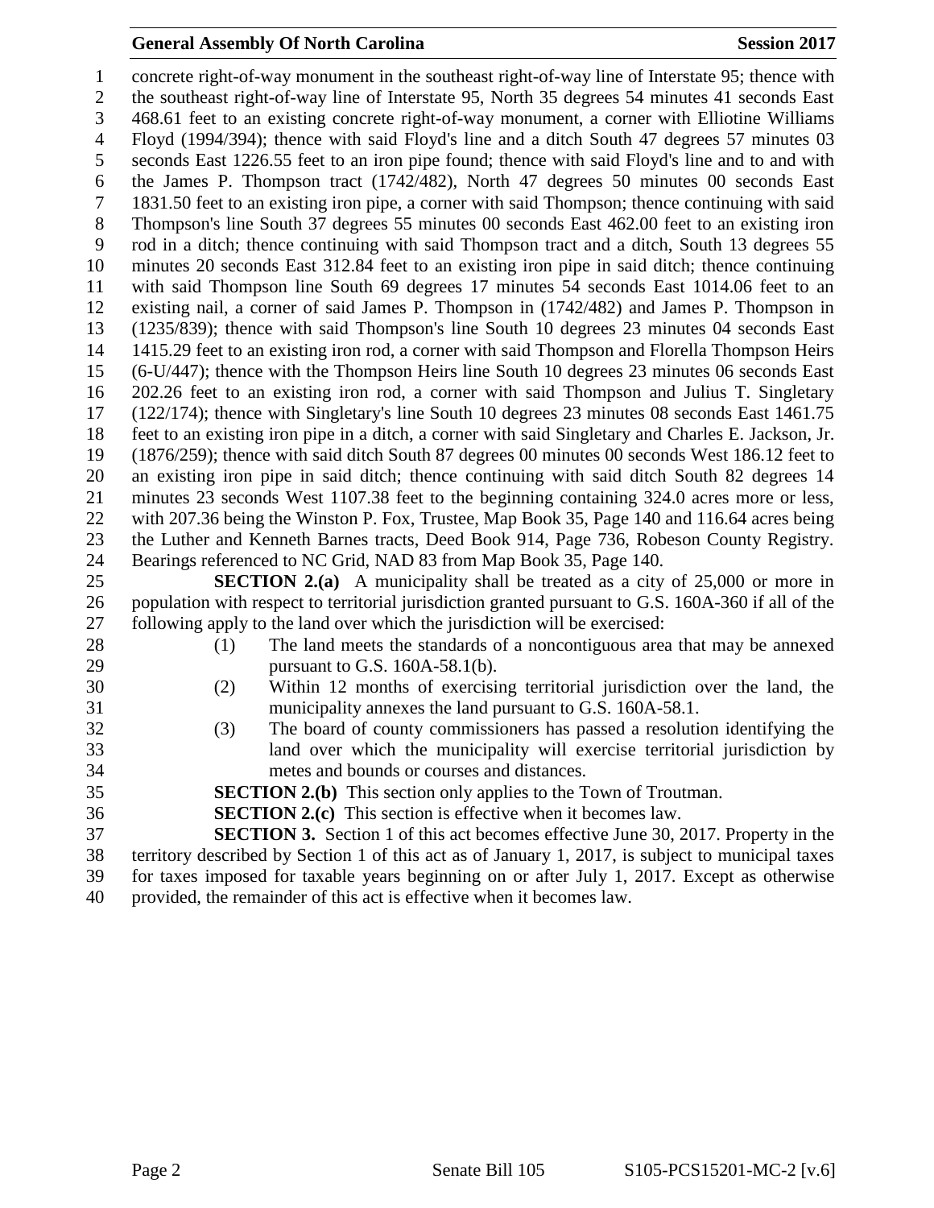concrete right-of-way monument in the southeast right-of-way line of Interstate 95; thence with the southeast right-of-way line of Interstate 95, North 35 degrees 54 minutes 41 seconds East 468.61 feet to an existing concrete right-of-way monument, a corner with Elliotine Williams Floyd (1994/394); thence with said Floyd's line and a ditch South 47 degrees 57 minutes 03 seconds East 1226.55 feet to an iron pipe found; thence with said Floyd's line and to and with the James P. Thompson tract (1742/482), North 47 degrees 50 minutes 00 seconds East 1831.50 feet to an existing iron pipe, a corner with said Thompson; thence continuing with said Thompson's line South 37 degrees 55 minutes 00 seconds East 462.00 feet to an existing iron rod in a ditch; thence continuing with said Thompson tract and a ditch, South 13 degrees 55 minutes 20 seconds East 312.84 feet to an existing iron pipe in said ditch; thence continuing with said Thompson line South 69 degrees 17 minutes 54 seconds East 1014.06 feet to an existing nail, a corner of said James P. Thompson in (1742/482) and James P. Thompson in (1235/839); thence with said Thompson's line South 10 degrees 23 minutes 04 seconds East 1415.29 feet to an existing iron rod, a corner with said Thompson and Florella Thompson Heirs (6-U/447); thence with the Thompson Heirs line South 10 degrees 23 minutes 06 seconds East 202.26 feet to an existing iron rod, a corner with said Thompson and Julius T. Singletary (122/174); thence with Singletary's line South 10 degrees 23 minutes 08 seconds East 1461.75 feet to an existing iron pipe in a ditch, a corner with said Singletary and Charles E. Jackson, Jr. (1876/259); thence with said ditch South 87 degrees 00 minutes 00 seconds West 186.12 feet to an existing iron pipe in said ditch; thence continuing with said ditch South 82 degrees 14 minutes 23 seconds West 1107.38 feet to the beginning containing 324.0 acres more or less, with 207.36 being the Winston P. Fox, Trustee, Map Book 35, Page 140 and 116.64 acres being the Luther and Kenneth Barnes tracts, Deed Book 914, Page 736, Robeson County Registry. Bearings referenced to NC Grid, NAD 83 from Map Book 35, Page 140.

**SECTION 2.(a)** A municipality shall be treated as a city of 25,000 or more in population with respect to territorial jurisdiction granted pursuant to G.S. 160A-360 if all of the following apply to the land over which the jurisdiction will be exercised:

(1) The land meets the standards of a noncontiguous area that may be annexed pursuant to G.S. 160A-58.1(b).

(2) Within 12 months of exercising territorial jurisdiction over the land, the municipality annexes the land pursuant to G.S. 160A-58.1.

(3) The board of county commissioners has passed a resolution identifying the land over which the municipality will exercise territorial jurisdiction by metes and bounds or courses and distances.

**SECTION 2.(b)** This section only applies to the Town of Troutman.

**SECTION 2.(c)** This section is effective when it becomes law.

**SECTION 3.** Section 1 of this act becomes effective June 30, 2017. Property in the territory described by Section 1 of this act as of January 1, 2017, is subject to municipal taxes for taxes imposed for taxable years beginning on or after July 1, 2017. Except as otherwise provided, the remainder of this act is effective when it becomes law.